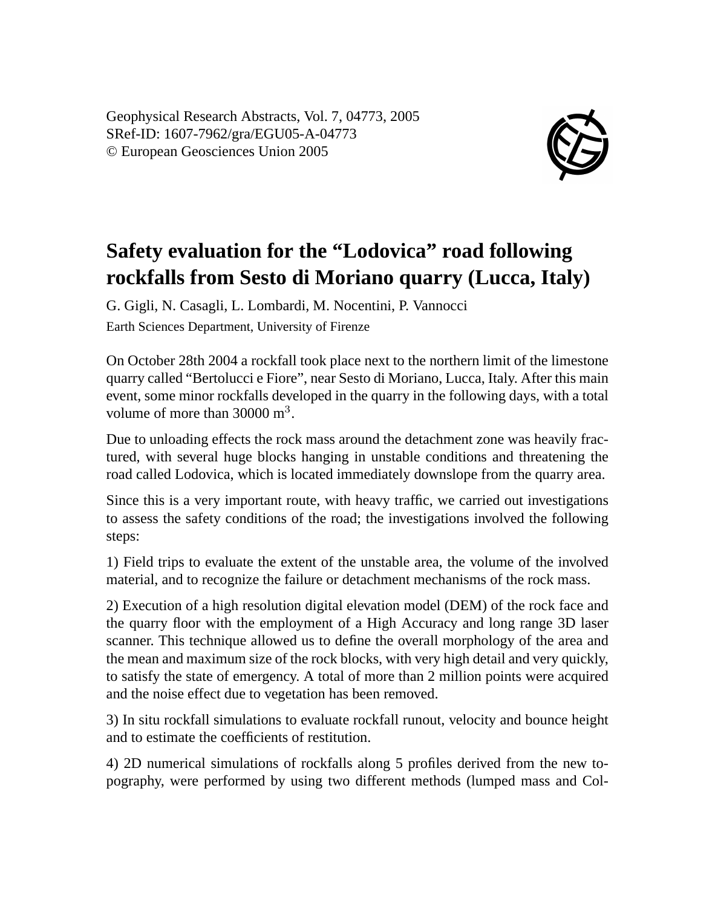Geophysical Research Abstracts, Vol. 7, 04773, 2005
SRef-ID: 1607-7962/gra/EGU05-A-04773
© European Geosciences Union 2005

# Safety evaluation for the "Lodovica" road following rockfalls from Sesto di Moriano quarry (Lucca, Italy)

G. Gigli, N. Casagli, L. Lombardi, M. Nocentini, P. Vannocci

Earth Sciences Department, University of Firenze

On October 28th 2004 a rockfall took place next to the northern limit of the limestone quarry called "Bertolucci e Fiore", near Sesto di Moriano, Lucca, Italy. After this main event, some minor rockfalls developed in the quarry in the following days, with a total volume of more than 30000 $m^3$.

Due to unloading effects the rock mass around the detachment zone was heavily fractured, with several huge blocks hanging in unstable conditions and threatening the road called Lodovica, which is located immediately downslope from the quarry area.

Since this is a very important route, with heavy traffic, we carried out investigations to assess the safety conditions of the road; the investigations involved the following steps:

1) Field trips to evaluate the extent of the unstable area, the volume of the involved material, and to recognize the failure or detachment mechanisms of the rock mass.

2) Execution of a high resolution digital elevation model (DEM) of the rock face and the quarry floor with the employment of a High Accuracy and long range 3D laser scanner. This technique allowed us to define the overall morphology of the area and the mean and maximum size of the rock blocks, with very high detail and very quickly, to satisfy the state of emergency. A total of more than 2 million points were acquired and the noise effect due to vegetation has been removed.

3) In situ rockfall simulations to evaluate rockfall runout, velocity and bounce height and to estimate the coefficients of restitution.

4) 2D numerical simulations of rockfalls along 5 profiles derived from the new topography, were performed by using two different methods (lumped mass and Col-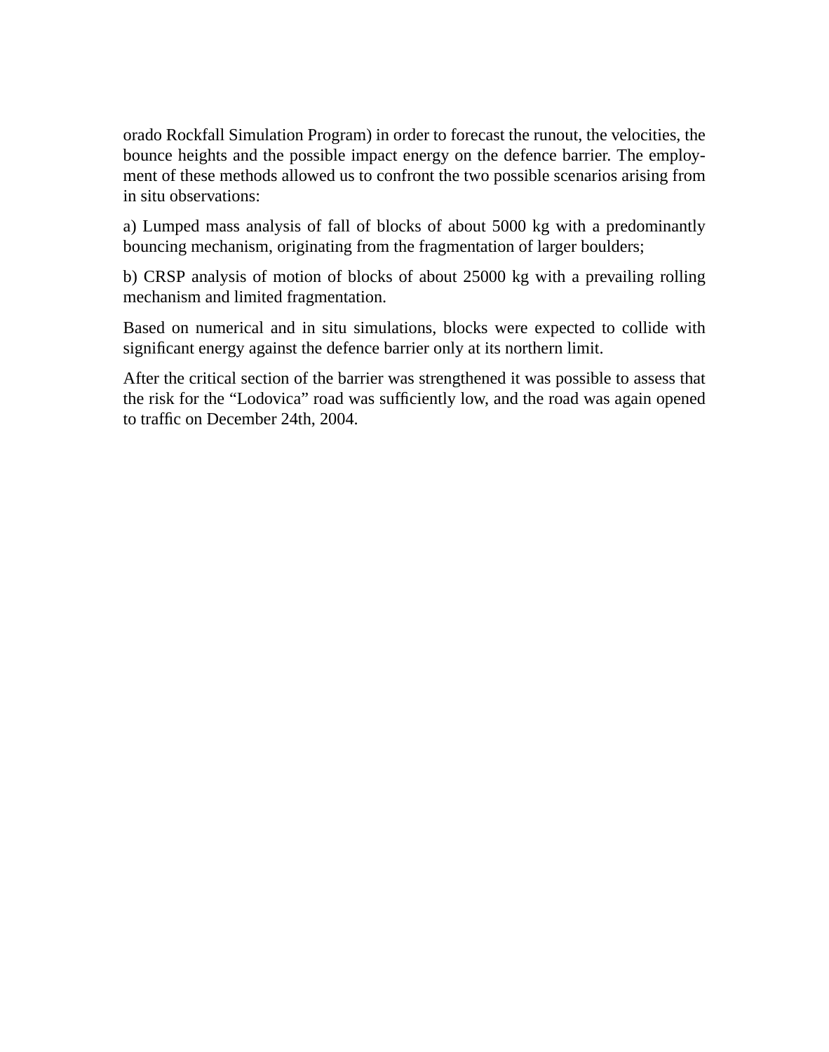orado Rockfall Simulation Program) in order to forecast the runout, the velocities, the bounce heights and the possible impact energy on the defence barrier. The employment of these methods allowed us to confront the two possible scenarios arising from in situ observations:

a) Lumped mass analysis of fall of blocks of about 5000 kg with a predominantly bouncing mechanism, originating from the fragmentation of larger boulders;

b) CRSP analysis of motion of blocks of about 25000 kg with a prevailing rolling mechanism and limited fragmentation.

Based on numerical and in situ simulations, blocks were expected to collide with significant energy against the defence barrier only at its northern limit.

After the critical section of the barrier was strengthened it was possible to assess that the risk for the "Lodovica" road was sufficiently low, and the road was again opened to traffic on December 24th, 2004.